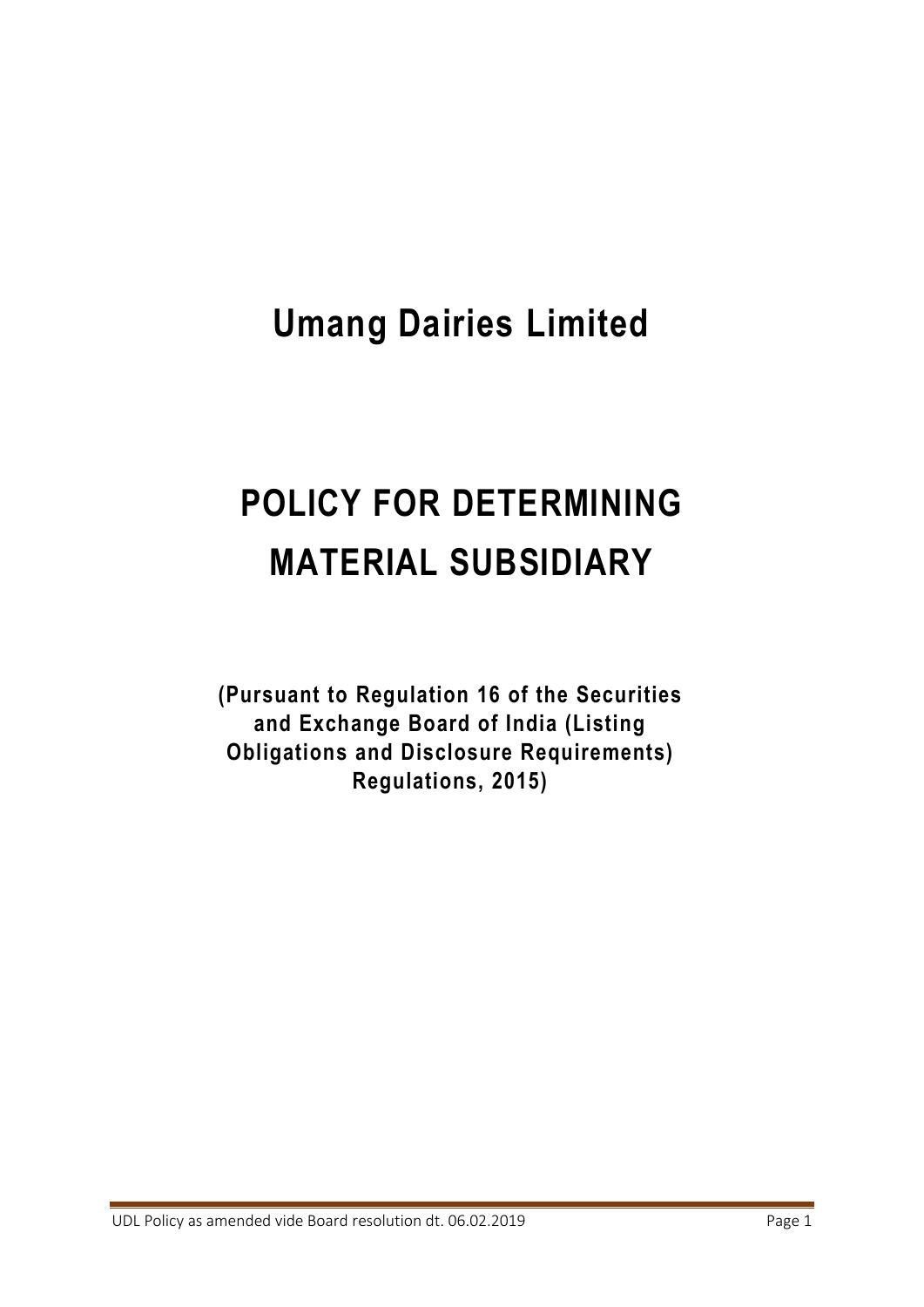# Umang Dairies Limited

# POLICY FOR DETERMINING MATERIAL SUBSIDIARY

**(Pursuant to Regulation 16 of the Securities and Exchange Board of India (Listing Obligations and Disclosure Requirements) Regulations, 2015)**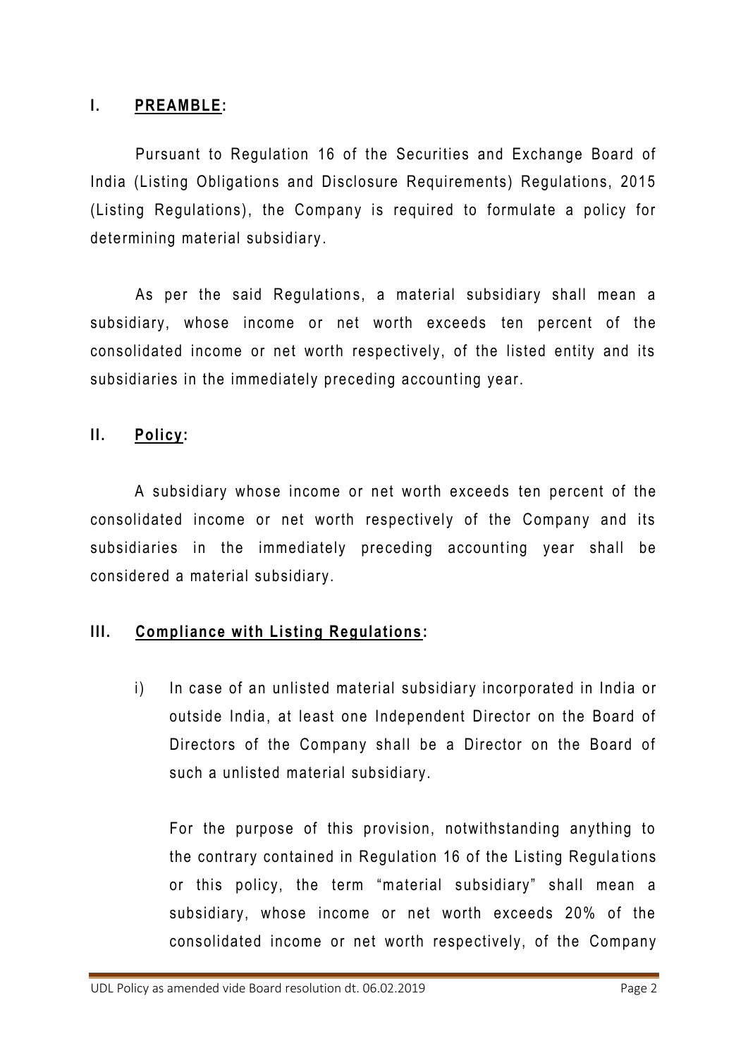## I. PREAMBLE:

Pursuant to Regulation 16 of the Securities and Exchange Board of India (Listing Obligations and Disclosure Requirements) Regulations, 2015 (Listing Regulations), the Company is required to formulate a policy for determining material subsidiary.

As per the said Regulations, a material subsidiary shall mean a subsidiary, whose income or net worth exceeds ten percent of the consolidated income or net worth respectively, of the listed entity and its subsidiaries in the immediately preceding accounting year.

## II. Policy:

A subsidiary whose income or net worth exceeds ten percent of the consolidated income or net worth respectively of the Company and its subsidiaries in the immediately preceding accounting year shall be considered a material subsidiary.

## III. Compliance with Listing Regulations:

i) In case of an unlisted material subsidiary incorporated in India or outside India, at least one Independent Director on the Board of Directors of the Company shall be a Director on the Board of such a unlisted material subsidiary.

   For the purpose of this provision, notwithstanding anything to the contrary contained in Regulation 16 of the Listing Regulations or this policy, the term "material subsidiary" shall mean a subsidiary, whose income or net worth exceeds 20% of the consolidated income or net worth respectively, of the Company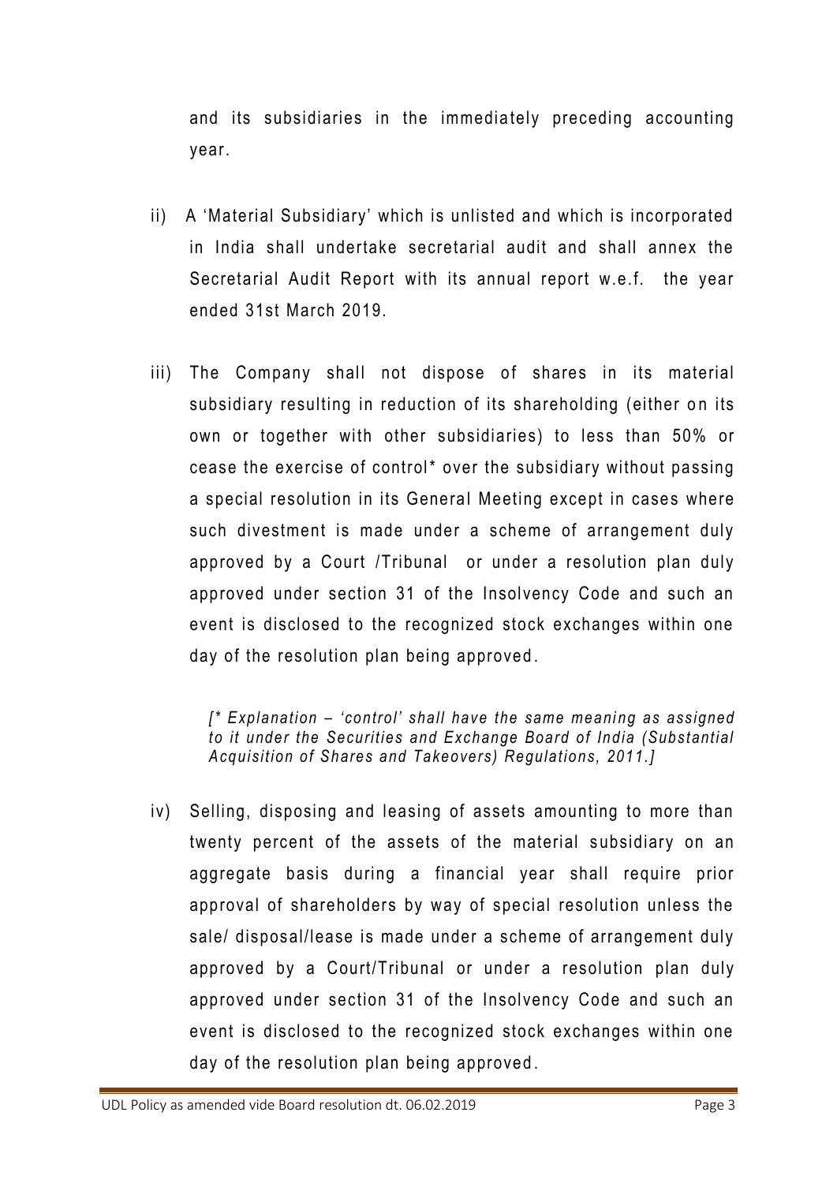and its subsidiaries in the immediately preceding accounting year.

ii) A 'Material Subsidiary' which is unlisted and which is incorporated in India shall undertake secretarial audit and shall annex the Secretarial Audit Report with its annual report w.e.f. the year ended 31st March 2019.

iii) The Company shall not dispose of shares in its material subsidiary resulting in reduction of its shareholding (either on its own or together with other subsidiaries) to less than 50% or cease the exercise of control* over the subsidiary without passing a special resolution in its General Meeting except in cases where such divestment is made under a scheme of arrangement duly approved by a Court /Tribunal or under a resolution plan duly approved under section 31 of the Insolvency Code and such an event is disclosed to the recognized stock exchanges within one day of the resolution plan being approved.

*[* Explanation – 'control' shall have the same meaning as assigned to it under the Securities and Exchange Board of India (Substantial Acquisition of Shares and Takeovers) Regulations, 2011.]*

iv) Selling, disposing and leasing of assets amounting to more than twenty percent of the assets of the material subsidiary on an aggregate basis during a financial year shall require prior approval of shareholders by way of special resolution unless the sale/ disposal/lease is made under a scheme of arrangement duly approved by a Court/Tribunal or under a resolution plan duly approved under section 31 of the Insolvency Code and such an event is disclosed to the recognized stock exchanges within one day of the resolution plan being approved.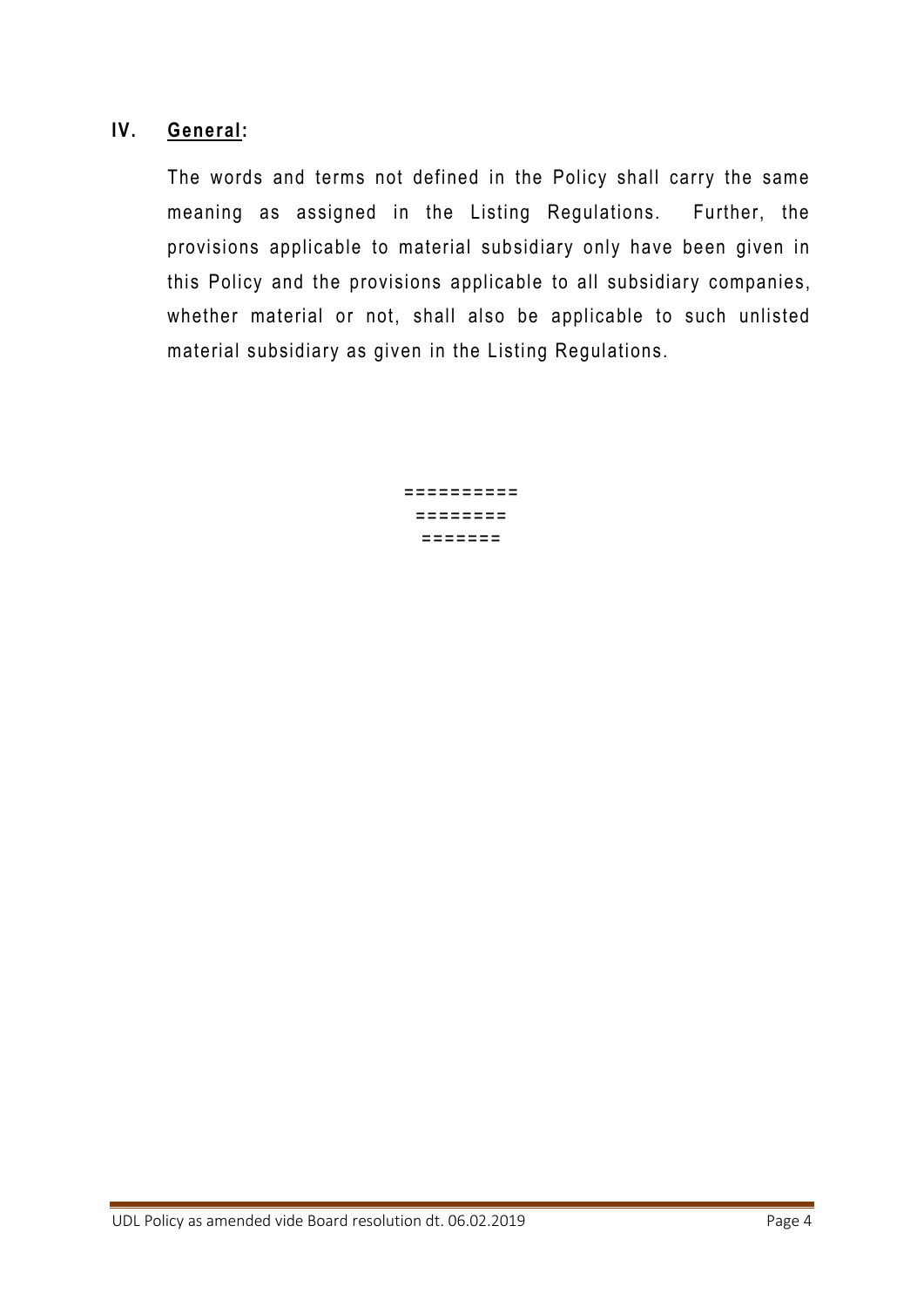## IV. General:

The words and terms not defined in the Policy shall carry the same meaning as assigned in the Listing Regulations. Further, the provisions applicable to material subsidiary only have been given in this Policy and the provisions applicable to all subsidiary companies, whether material or not, shall also be applicable to such unlisted material subsidiary as given in the Listing Regulations.

==========
========
=======